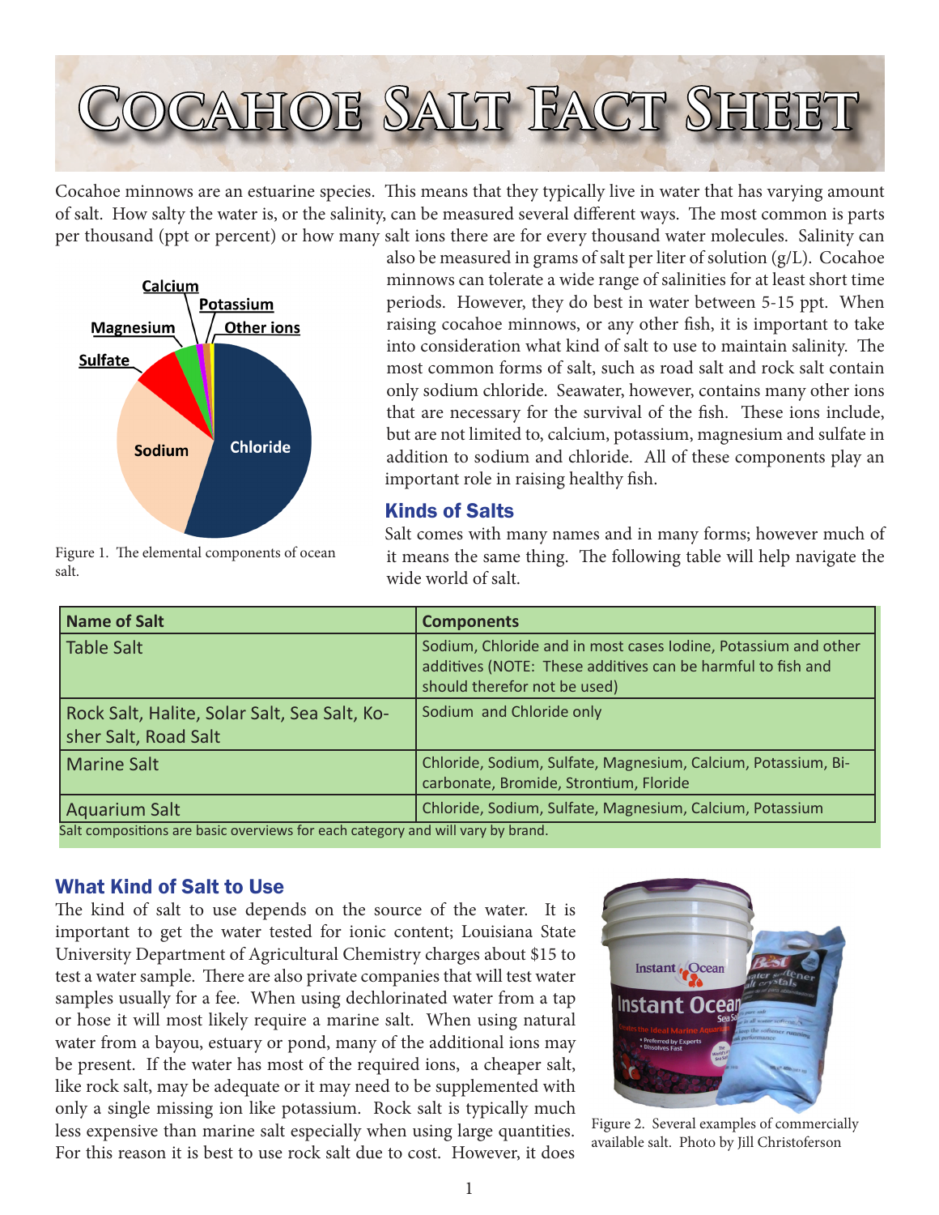# Cocahoe Salt Fact Sheet

Cocahoe minnows are an estuarine species. This means that they typically live in water that has varying amount of salt. How salty the water is, or the salinity, can be measured several different ways. The most common is parts per thousand (ppt or percent) or how many salt ions there are for every thousand water molecules. Salinity can also be measured in grams of salt per liter of solution (g/L). Cocahoe minnows can tolerate a wide range of salinities for at least short time periods. However, they do best in water between 5-15 ppt. When raising cocahoe minnows, or any other fish, it is important to take into consideration what kind of salt to use to maintain salinity. The most common forms of salt, such as road salt and rock salt contain only sodium chloride. Seawater, however, contains many other ions that are necessary for the survival of the fish. These ions include, but are not limited to, calcium, potassium, magnesium and sulfate in addition to sodium and chloride. All of these components play an important role in raising healthy fish.

Figure 1. The elemental components of ocean salt.

## Kinds of Salts

Salt comes with many names and in many forms; however much of it means the same thing. The following table will help navigate the wide world of salt.

| Name of Salt | Components |
|---|---|
| Table Salt | Sodium, Chloride and in most cases Iodine, Potassium and other additives (NOTE: These additives can be harmful to fish and should therefor not be used) |
| Rock Salt, Halite, Solar Salt, Sea Salt, Kosher Salt, Road Salt | Sodium and Chloride only |
| Marine Salt | Chloride, Sodium, Sulfate, Magnesium, Calcium, Potassium, Bicarbonate, Bromide, Strontium, Floride |
| Aquarium Salt | Chloride, Sodium, Sulfate, Magnesium, Calcium, Potassium |

Salt compositions are basic overviews for each category and will vary by brand.

## What Kind of Salt to Use

The kind of salt to use depends on the source of the water. It is important to get the water tested for ionic content; Louisiana State University Department of Agricultural Chemistry charges about $15 to test a water sample. There are also private companies that will test water samples usually for a fee. When using dechlorinated water from a tap or hose it will most likely require a marine salt. When using natural water from a bayou, estuary or pond, many of the additional ions may be present. If the water has most of the required ions, a cheaper salt, like rock salt, may be adequate or it may need to be supplemented with only a single missing ion like potassium. Rock salt is typically much less expensive than marine salt especially when using large quantities. For this reason it is best to use rock salt due to cost. However, it does

Figure 2. Several examples of commercially available salt. Photo by Jill Christoferson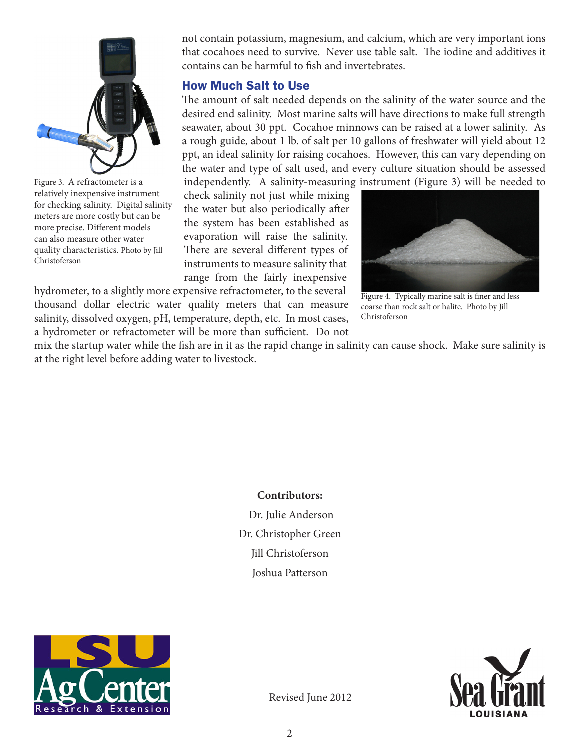not contain potassium, magnesium, and calcium, which are very important ions that cocahoes need to survive. Never use table salt. The iodine and additives it contains can be harmful to fish and invertebrates.

## How Much Salt to Use

The amount of salt needed depends on the salinity of the water source and the desired end salinity. Most marine salts will have directions to make full strength seawater, about 30 ppt. Cocahoe minnows can be raised at a lower salinity. As a rough guide, about 1 lb. of salt per 10 gallons of freshwater will yield about 12 ppt, an ideal salinity for raising cocahoes. However, this can vary depending on the water and type of salt used, and every culture situation should be assessed independently. A salinity-measuring instrument (Figure 3) will be needed to check salinity not just while mixing the water but also periodically after the system has been established as evaporation will raise the salinity. There are several different types of instruments to measure salinity that range from the fairly inexpensive hydrometer, to a slightly more expensive refractometer, to the several thousand dollar electric water quality meters that can measure salinity, dissolved oxygen, pH, temperature, depth, etc. In most cases, a hydrometer or refractometer will be more than sufficient. Do not mix the startup water while the fish are in it as the rapid change in salinity can cause shock. Make sure salinity is at the right level before adding water to livestock.

Figure 3. A refractometer is a relatively inexpensive instrument for checking salinity. Digital salinity meters are more costly but can be more precise. Different models can also measure other water quality characteristics. Photo by Jill Christoferson

Figure 4. Typically marine salt is finer and less coarse than rock salt or halite. Photo by Jill Christoferson

**Contributors:**

Dr. Julie Anderson

Dr. Christopher Green

Jill Christoferson

Joshua Patterson

LSU AgCenter Research & Extension

Revised June 2012

Sea Grant LOUISIANA